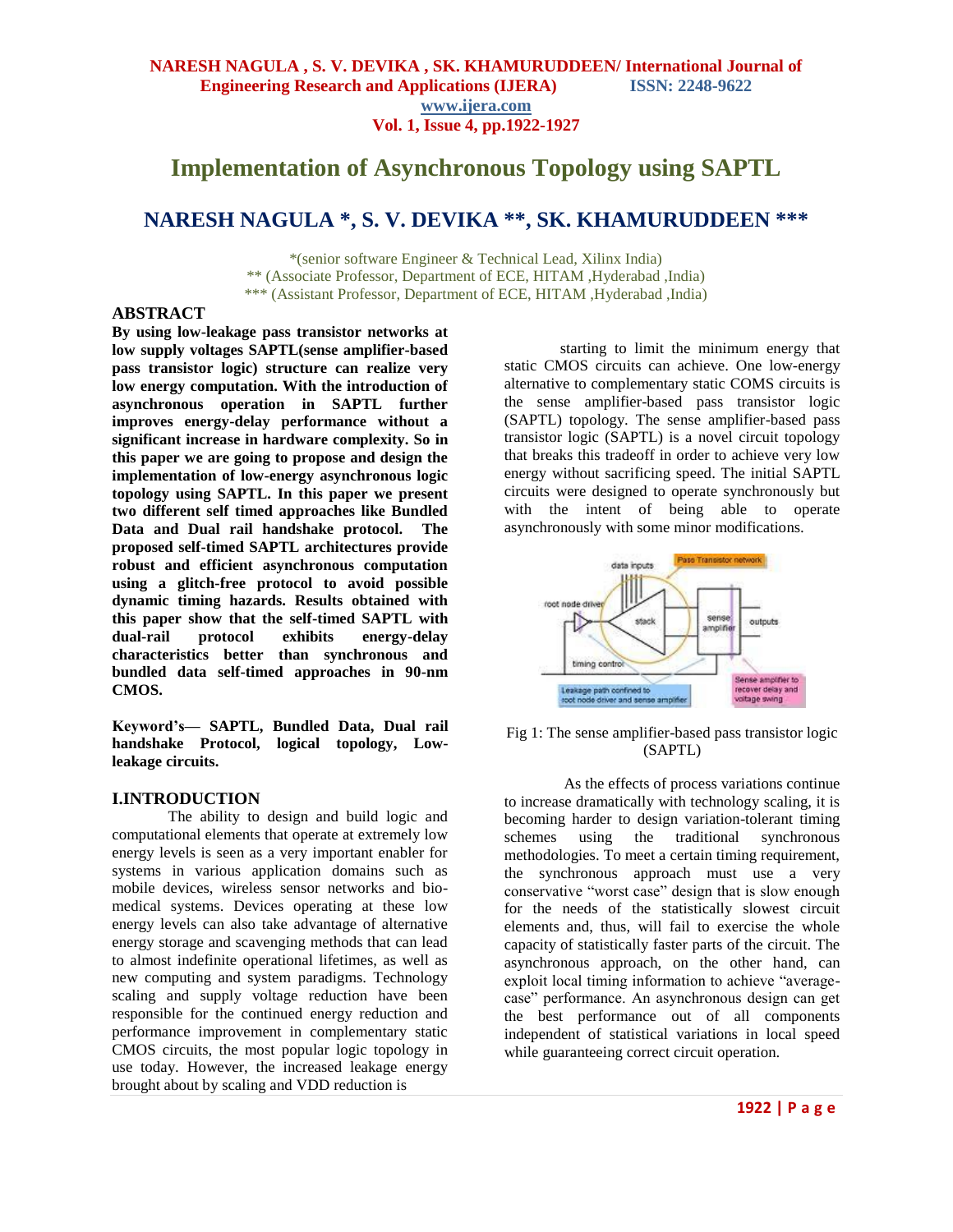# Implementation of Asynchronous Topology using SAPTL

## NARESH NAGULA *, S. V. DEVIKA **, SK. KHAMURUDDEEN ***

*(senior software Engineer & Technical Lead, Xilinx India)
** (Associate Professor, Department of ECE, HITAM ,Hyderabad ,India)
*** (Assistant Professor, Department of ECE, HITAM ,Hyderabad ,India)

### ABSTRACT

**By using low-leakage pass transistor networks at low supply voltages SAPTL(sense amplifier-based pass transistor logic) structure can realize very low energy computation. With the introduction of asynchronous operation in SAPTL further improves energy-delay performance without a significant increase in hardware complexity. So in this paper we are going to propose and design the implementation of low-energy asynchronous logic topology using SAPTL. In this paper we present two different self timed approaches like Bundled Data and Dual rail handshake protocol. The proposed self-timed SAPTL architectures provide robust and efficient asynchronous computation using a glitch-free protocol to avoid possible dynamic timing hazards. Results obtained with this paper show that the self-timed SAPTL with dual-rail protocol exhibits energy-delay characteristics better than synchronous and bundled data self-timed approaches in 90-nm CMOS.**

**Keyword's— SAPTL, Bundled Data, Dual rail handshake Protocol, logical topology, Low-leakage circuits.**

### I.INTRODUCTION

The ability to design and build logic and computational elements that operate at extremely low energy levels is seen as a very important enabler for systems in various application domains such as mobile devices, wireless sensor networks and bio-medical systems. Devices operating at these low energy levels can also take advantage of alternative energy storage and scavenging methods that can lead to almost indefinite operational lifetimes, as well as new computing and system paradigms. Technology scaling and supply voltage reduction have been responsible for the continued energy reduction and performance improvement in complementary static CMOS circuits, the most popular logic topology in use today. However, the increased leakage energy brought about by scaling and VDD reduction is starting to limit the minimum energy that static CMOS circuits can achieve. One low-energy alternative to complementary static COMS circuits is the sense amplifier-based pass transistor logic (SAPTL) topology. The sense amplifier-based pass transistor logic (SAPTL) is a novel circuit topology that breaks this tradeoff in order to achieve very low energy without sacrificing speed. The initial SAPTL circuits were designed to operate synchronously but with the intent of being able to operate asynchronously with some minor modifications.

Fig 1: The sense amplifier-based pass transistor logic (SAPTL)

As the effects of process variations continue to increase dramatically with technology scaling, it is becoming harder to design variation-tolerant timing schemes using the traditional synchronous methodologies. To meet a certain timing requirement, the synchronous approach must use a very conservative "worst case" design that is slow enough for the needs of the statistically slowest circuit elements and, thus, will fail to exercise the whole capacity of statistically faster parts of the circuit. The asynchronous approach, on the other hand, can exploit local timing information to achieve "average-case" performance. An asynchronous design can get the best performance out of all components independent of statistical variations in local speed while guaranteeing correct circuit operation.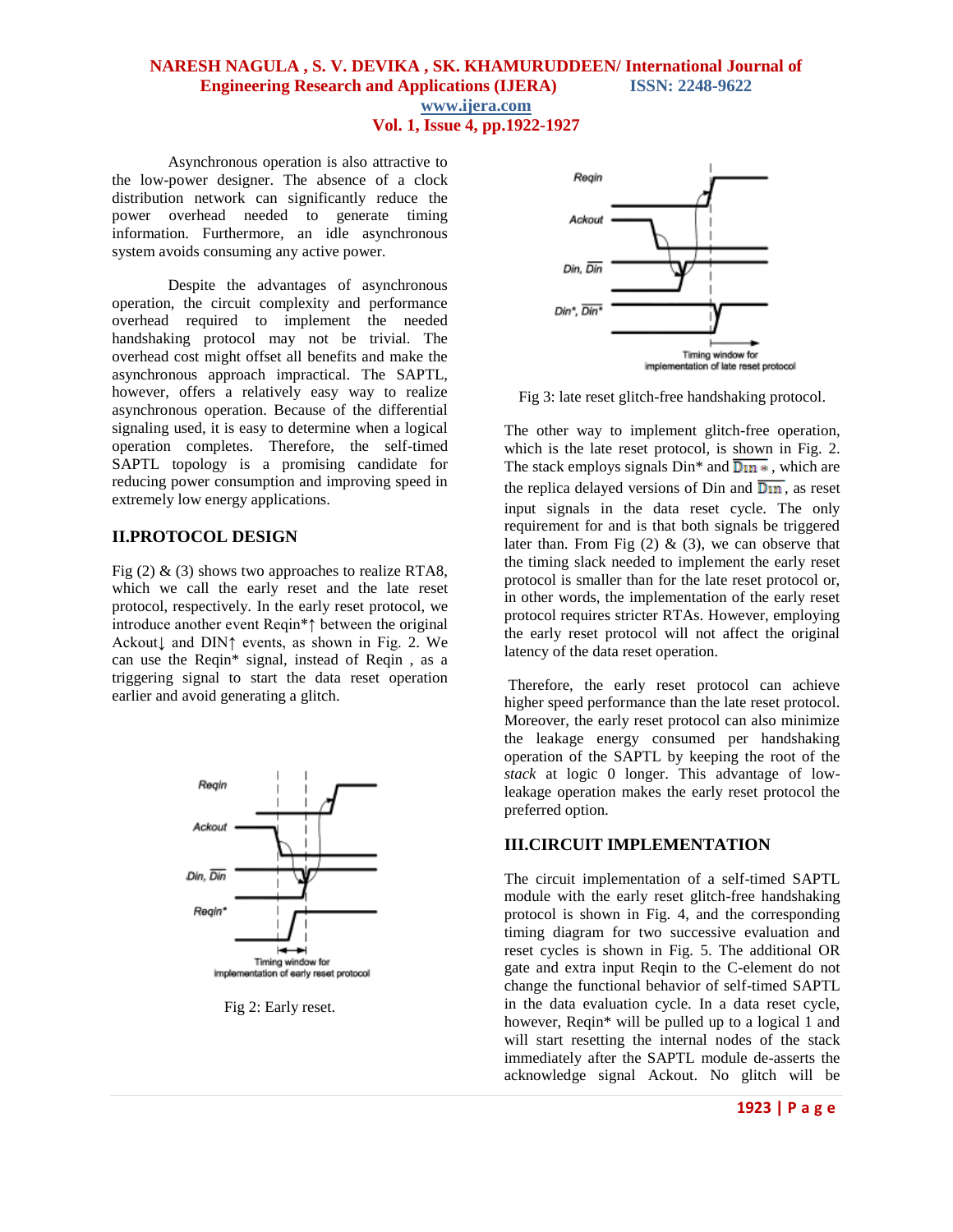Asynchronous operation is also attractive to the low-power designer. The absence of a clock distribution network can significantly reduce the power overhead needed to generate timing information. Furthermore, an idle asynchronous system avoids consuming any active power.

Despite the advantages of asynchronous operation, the circuit complexity and performance overhead required to implement the needed handshaking protocol may not be trivial. The overhead cost might offset all benefits and make the asynchronous approach impractical. The SAPTL, however, offers a relatively easy way to realize asynchronous operation. Because of the differential signaling used, it is easy to determine when a logical operation completes. Therefore, the self-timed SAPTL topology is a promising candidate for reducing power consumption and improving speed in extremely low energy applications.

## II.PROTOCOL DESIGN

Fig (2) & (3) shows two approaches to realize RTA8, which we call the early reset and the late reset protocol, respectively. In the early reset protocol, we introduce another event Reqin*↑ between the original Ackout↓ and DIN↑ events, as shown in Fig. 2. We can use the Reqin* signal, instead of Reqin , as a triggering signal to start the data reset operation earlier and avoid generating a glitch.

Fig 2: Early reset.

Fig 3: late reset glitch-free handshaking protocol.

The other way to implement glitch-free operation, which is the late reset protocol, is shown in Fig. 2. The stack employs signals Din* and $\overline{Din*}$, which are the replica delayed versions of Din and $\overline{Din}$, as reset input signals in the data reset cycle. The only requirement for and is that both signals be triggered later than. From Fig (2) & (3), we can observe that the timing slack needed to implement the early reset protocol is smaller than that for the late reset protocol or, in other words, the implementation of the early reset protocol requires stricter RTAs. However, employing the early reset protocol will not affect the original latency of the data reset operation.

Therefore, the early reset protocol can achieve higher speed performance than the late reset protocol. Moreover, the early reset protocol can also minimize the leakage energy consumed per handshaking operation of the SAPTL by keeping the root of the *stack* at logic 0 longer. This advantage of low-leakage operation makes the early reset protocol the preferred option.

## III.CIRCUIT IMPLEMENTATION

The circuit implementation of a self-timed SAPTL module with the early reset glitch-free handshaking protocol is shown in Fig. 4, and the corresponding timing diagram for two successive evaluation and reset cycles is shown in Fig. 5. The additional OR gate and extra input Reqin to the C-element do not change the functional behavior of self-timed SAPTL in the data evaluation cycle. In a data reset cycle, however, Reqin* will be pulled up to a logical 1 and will start resetting the internal nodes of the stack immediately after the SAPTL module de-asserts the acknowledge signal Ackout. No glitch will be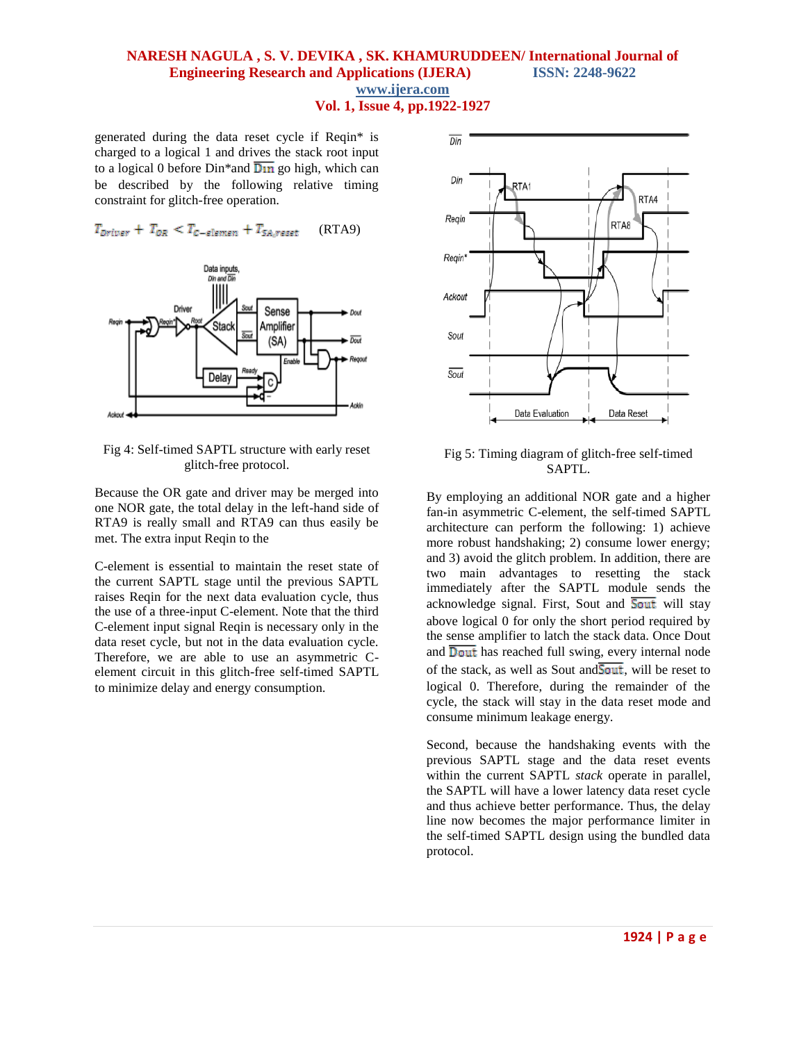generated during the data reset cycle if Reqin* is charged to a logical 1 and drives the stack root input to a logical 0 before Din*and $\overline{Din}$ go high, which can be described by the following relative timing constraint for glitch-free operation.

$$T_{Driver} + T_{OR} < T_{C-elemen} + T_{SA,reset} \quad \text{(RTA9)}$$

Fig 4: Self-timed SAPTL structure with early reset glitch-free protocol.

Because the OR gate and driver may be merged into one NOR gate, the total delay in the left-hand side of RTA9 is really small and RTA9 can thus easily be met. The extra input Reqin to the

C-element is essential to maintain the reset state of the current SAPTL stage until the previous SAPTL raises Reqin for the next data evaluation cycle, thus the use of a three-input C-element. Note that the third C-element input signal Reqin is necessary only in the data reset cycle, but not in the data evaluation cycle. Therefore, we are able to use an asymmetric C-element circuit in this glitch-free self-timed SAPTL to minimize delay and energy consumption.

Fig 5: Timing diagram of glitch-free self-timed SAPTL.

By employing an additional NOR gate and a higher fan-in asymmetric C-element, the self-timed SAPTL architecture can perform the following: 1) achieve more robust handshaking; 2) consume lower energy; and 3) avoid the glitch problem. In addition, there are two main advantages to resetting the stack immediately after the SAPTL module sends the acknowledge signal. First, Sout and $\overline{Sout}$ will stay above logical 0 for only the short period required by the sense amplifier to latch the stack data. Once Dout and $\overline{Dout}$ has reached full swing, every internal node of the stack, as well as Sout and$\overline{Sout}$, will be reset to logical 0. Therefore, during the remainder of the cycle, the stack will stay in the data reset mode and consume minimum leakage energy.

Second, because the handshaking events with the previous SAPTL stage and the data reset events within the current SAPTL *stack* operate in parallel, the SAPTL will have a lower latency data reset cycle and thus achieve better performance. Thus, the delay line now becomes the major performance limiter in the self-timed SAPTL design using the bundled data protocol.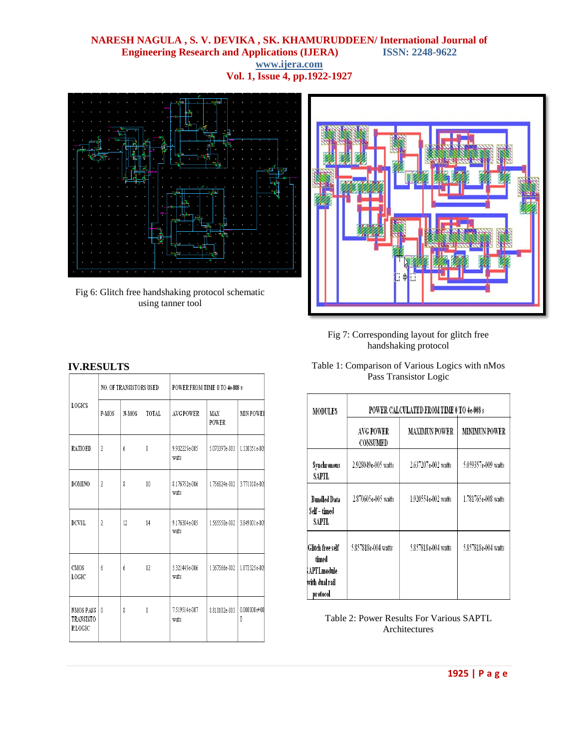Fig 6: Glitch free handshaking protocol schematic using tanner tool

Fig 7: Corresponding layout for glitch free handshaking protocol

## IV.RESULTS

Table 1: Comparison of Various Logics with nMos Pass Transistor Logic

| LOGICS | NO. OF TRANSISTORS USED | | | POWER FROM TIME 0 TO 4e-008 s | | |
|---|---|---|---|---|---|---|
| | P-MOS | N-MOS | TOTAL | AVG POWER | MAX POWER | MIN POWER |
| RATIOED | 2 | 6 | 8 | 9.932225e-005 watts | 5.073397e-003 | 1.130351e-009 |
| DOMINO | 2 | 8 | 10 | 8.176752e-006 watts | 1.756024e-002 | 3.771018e-009 |
| DCVSL | 2 | 12 | 14 | 9.176304e-005 watts | 1.565550e-002 | 3.849001e-009 |
| CMOS LOGIC | 6 | 6 | 12 | 5.321445e-006 watts | 1.367566e-002 | 1.873325e-009 |
| NMOS PASS TRANSISTOR LOGIC | 0 | 8 | 8 | 7.519514e-007 watts | 8.810182e-003 | 0.000000e+000 |

| MODULES | POWER CALCULATED FROM TIME 0 TO 4e-008 s | | |
|---|---|---|---|
| | AVG POWER CONSUMED | MAXIMUN POWER | MINIMUN POWER |
| Synchronous SAPTL | 2.928049e-005 watts | 2.637207e-002 watts | 5.059357e-009 watts |
| Bundled Data Self - timed SAPTL | 2.870605e-005 watts | 1.920554e-002 watts | 1.781765e-008 watts |
| Glitch free self timed SAPTL module with dual rail protocol | 5.857818e-004 watts | 5.857818e-004 watts | 5.857818e-004 watts |

Table 2: Power Results For Various SAPTL Architectures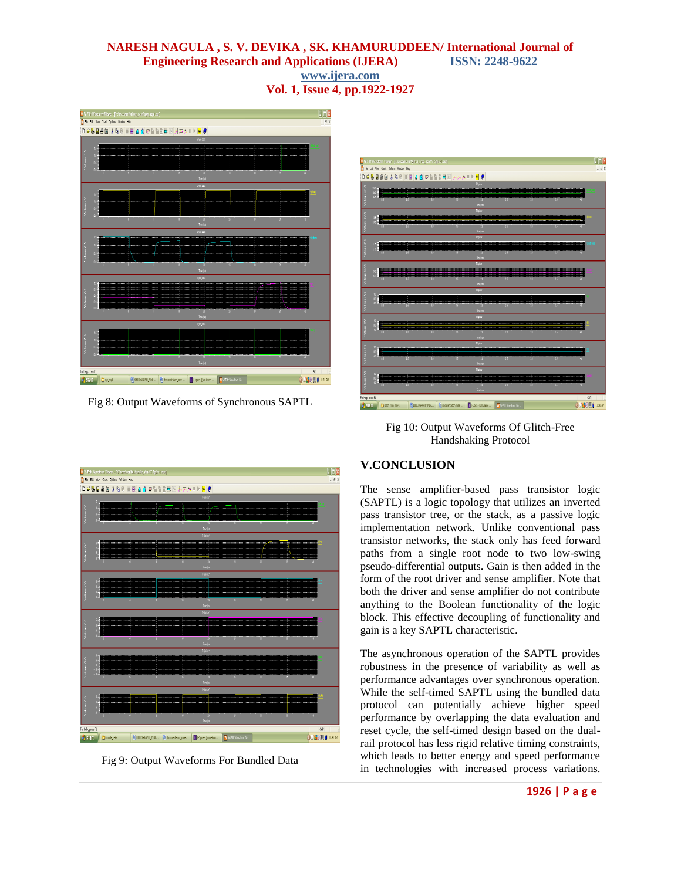Fig 8: Output Waveforms of Synchronous SAPTL

Fig 9: Output Waveforms For Bundled Data

Fig 10: Output Waveforms Of Glitch-Free Handshaking Protocol

## V.CONCLUSION

The sense amplifier-based pass transistor logic (SAPTL) is a logic topology that utilizes an inverted pass transistor tree, or the stack, as a passive logic implementation network. Unlike conventional pass transistor networks, the stack only has feed forward paths from a single root node to two low-swing pseudo-differential outputs. Gain is then added in the form of the root driver and sense amplifier. Note that both the driver and sense amplifier do not contribute anything to the Boolean functionality of the logic block. This effective decoupling of functionality and gain is a key SAPTL characteristic.

The asynchronous operation of the SAPTL provides robustness in the presence of variability as well as performance advantages over synchronous operation. While the self-timed SAPTL using the bundled data protocol can potentially achieve higher speed performance by overlapping the data evaluation and reset cycle, the self-timed design based on the dual-rail protocol has less rigid relative timing constraints, which leads to better energy and speed performance in technologies with increased process variations.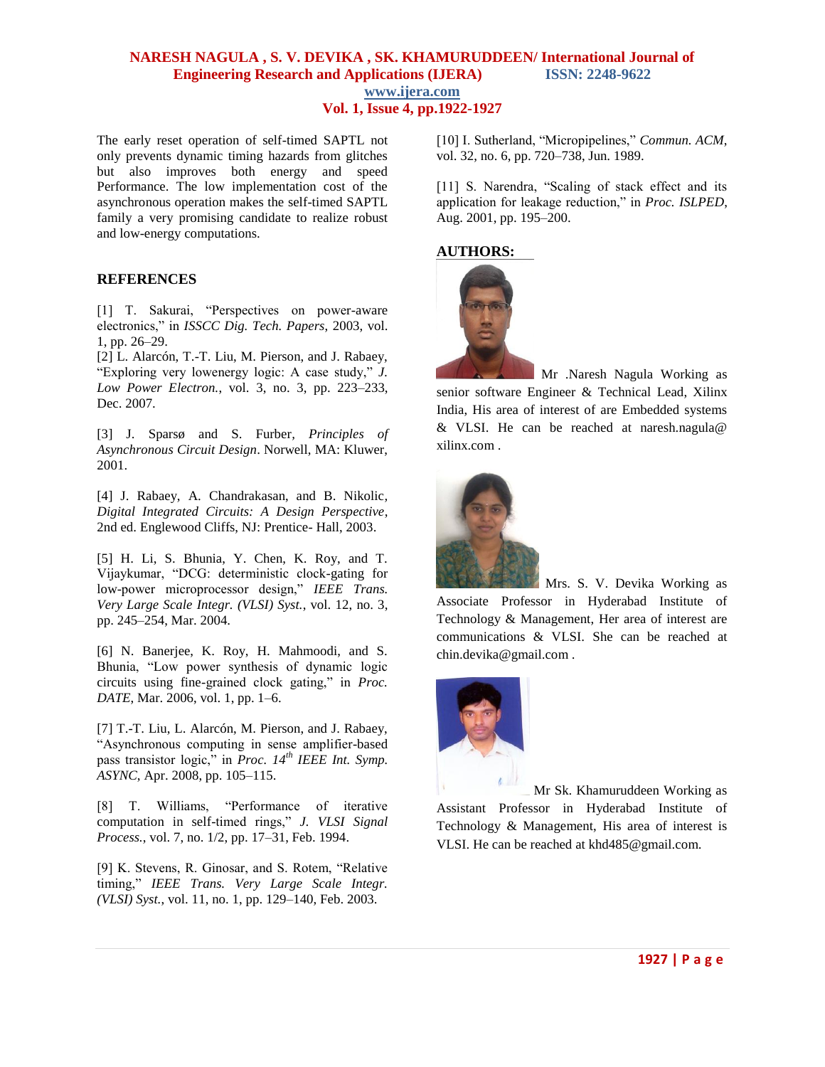The early reset operation of self-timed SAPTL not only prevents dynamic timing hazards from glitches but also improves both energy and speed Performance. The low implementation cost of the asynchronous operation makes the self-timed SAPTL family a very promising candidate to realize robust and low-energy computations.

## REFERENCES

[1] T. Sakurai, "Perspectives on power-aware electronics," in *ISSCC Dig. Tech. Papers*, 2003, vol. 1, pp. 26–29.

[2] L. Alarcón, T.-T. Liu, M. Pierson, and J. Rabaey, "Exploring very lowenergy logic: A case study," *J. Low Power Electron.*, vol. 3, no. 3, pp. 223–233, Dec. 2007.

[3] J. Sparsø and S. Furber, *Principles of Asynchronous Circuit Design*. Norwell, MA: Kluwer, 2001.

[4] J. Rabaey, A. Chandrakasan, and B. Nikolic, *Digital Integrated Circuits: A Design Perspective*, 2nd ed. Englewood Cliffs, NJ: Prentice- Hall, 2003.

[5] H. Li, S. Bhunia, Y. Chen, K. Roy, and T. Vijaykumar, "DCG: deterministic clock-gating for low-power microprocessor design," *IEEE Trans. Very Large Scale Integr. (VLSI) Syst.*, vol. 12, no. 3, pp. 245–254, Mar. 2004.

[6] N. Banerjee, K. Roy, H. Mahmoodi, and S. Bhunia, "Low power synthesis of dynamic logic circuits using fine-grained clock gating," in *Proc. DATE*, Mar. 2006, vol. 1, pp. 1–6.

[7] T.-T. Liu, L. Alarcón, M. Pierson, and J. Rabaey, "Asynchronous computing in sense amplifier-based pass transistor logic," in *Proc. 14th IEEE Int. Symp. ASYNC*, Apr. 2008, pp. 105–115.

[8] T. Williams, "Performance of iterative computation in self-timed rings," *J. VLSI Signal Process.*, vol. 7, no. 1/2, pp. 17–31, Feb. 1994.

[9] K. Stevens, R. Ginosar, and S. Rotem, "Relative timing," *IEEE Trans. Very Large Scale Integr. (VLSI) Syst.*, vol. 11, no. 1, pp. 129–140, Feb. 2003.

[10] I. Sutherland, "Micropipelines," *Commun. ACM*, vol. 32, no. 6, pp. 720–738, Jun. 1989.

[11] S. Narendra, "Scaling of stack effect and its application for leakage reduction," in *Proc. ISLPED*, Aug. 2001, pp. 195–200.

## AUTHORS:

Mr .Naresh Nagula Working as senior software Engineer & Technical Lead, Xilinx India, His area of interest of are Embedded systems & VLSI. He can be reached at naresh.nagula@ xilinx.com .

Mrs. S. V. Devika Working as Associate Professor in Hyderabad Institute of Technology & Management, Her area of interest are communications & VLSI. She can be reached at chin.devika@gmail.com .

Mr Sk. Khamuruddeen Working as Assistant Professor in Hyderabad Institute of Technology & Management, His area of interest is VLSI. He can be reached at khd485@gmail.com.